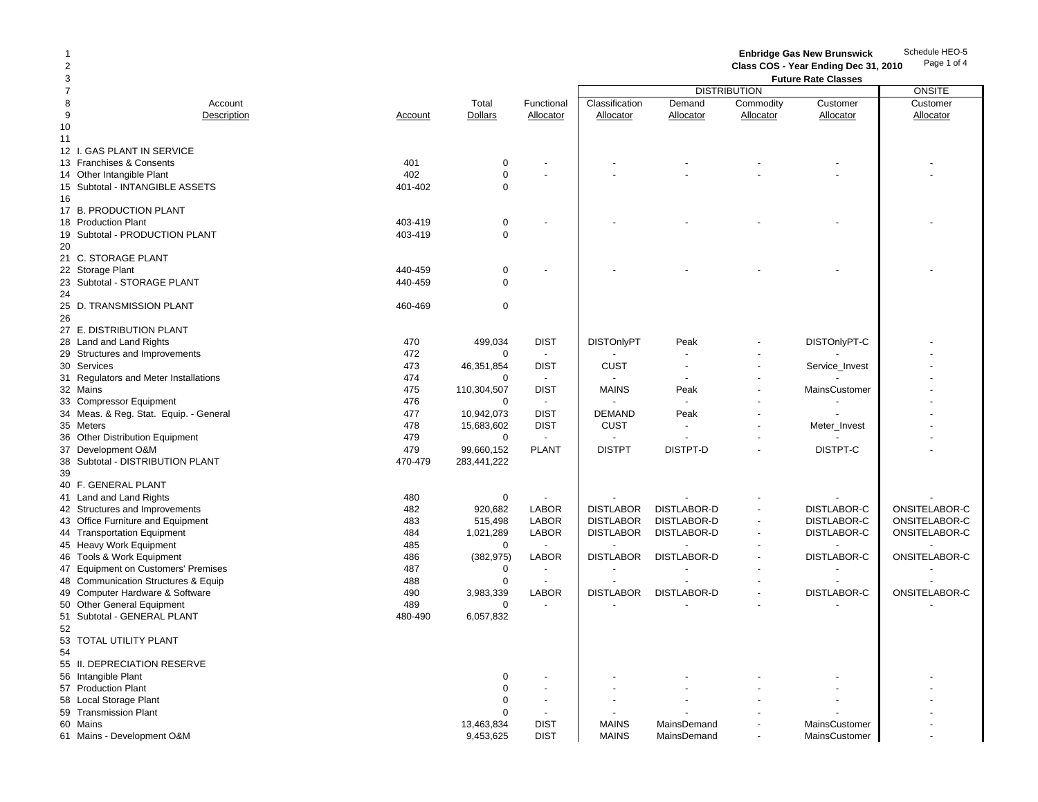**Enbridge Gas New Brunswick**
**Class COS - Year Ending Dec 31, 2010**
**Future Rate Classes**

Schedule HEO-5

| | Account Description | Account | Total Dollars | Functional Allocator | DISTRIBUTION Classification Allocator | Demand Allocator | Commodity Allocator | Customer Allocator | ONSITE Customer Allocator |
|---|---|---|---|---|---|---|---|---|---|
| 10 | | | | | | | | | |
| 11 | | | | | | | | | |
| 12 | I. GAS PLANT IN SERVICE | | | | | | | | |
| 13 | Franchises & Consents | 401 | 0 | - | - | - | - | - | - |
| 14 | Other Intangible Plant | 402 | 0 | - | - | - | - | - | - |
| 15 | Subtotal - INTANGIBLE ASSETS | 401-402 | 0 | | | | | | |
| 16 | | | | | | | | | |
| 17 | B. PRODUCTION PLANT | | | | | | | | |
| 18 | Production Plant | 403-419 | 0 | - | - | - | - | - | - |
| 19 | Subtotal - PRODUCTION PLANT | 403-419 | 0 | | | | | | |
| 20 | | | | | | | | | |
| 21 | C. STORAGE PLANT | | | | | | | | |
| 22 | Storage Plant | 440-459 | 0 | - | - | - | - | - | - |
| 23 | Subtotal - STORAGE PLANT | 440-459 | 0 | | | | | | |
| 24 | | | | | | | | | |
| 25 | D. TRANSMISSION PLANT | 460-469 | 0 | | | | | | |
| 26 | | | | | | | | | |
| 27 | E. DISTRIBUTION PLANT | | | | | | | | |
| 28 | Land and Land Rights | 470 | 499,034 | DIST | DISTOnlyPT | Peak | - | DISTOnlyPT-C | - |
| 29 | Structures and Improvements | 472 | 0 | - | - | - | - | - | - |
| 30 | Services | 473 | 46,351,854 | DIST | CUST | - | - | Service_Invest | - |
| 31 | Regulators and Meter Installations | 474 | 0 | - | - | - | - | - | - |
| 32 | Mains | 475 | 110,304,507 | DIST | MAINS | Peak | - | MainsCustomer | - |
| 33 | Compressor Equipment | 476 | 0 | - | - | - | - | - | - |
| 34 | Meas. & Reg. Stat. Equip. - General | 477 | 10,942,073 | DIST | DEMAND | Peak | - | - | - |
| 35 | Meters | 478 | 15,683,602 | DIST | CUST | - | - | Meter_Invest | - |
| 36 | Other Distribution Equipment | 479 | 0 | - | - | - | - | - | - |
| 37 | Development O&M | 479 | 99,660,152 | PLANT | DISTPT | DISTPT-D | - | DISTPT-C | - |
| 38 | Subtotal - DISTRIBUTION PLANT | 470-479 | 283,441,222 | | | | | | |
| 39 | | | | | | | | | |
| 40 | F. GENERAL PLANT | | | | | | | | |
| 41 | Land and Land Rights | 480 | 0 | - | - | - | - | - | - |
| 42 | Structures and Improvements | 482 | 920,682 | LABOR | DISTLABOR | DISTLABOR-D | - | DISTLABOR-C | ONSITELABOR-C |
| 43 | Office Furniture and Equipment | 483 | 515,498 | LABOR | DISTLABOR | DISTLABOR-D | - | DISTLABOR-C | ONSITELABOR-C |
| 44 | Transportation Equipment | 484 | 1,021,289 | LABOR | DISTLABOR | DISTLABOR-D | - | DISTLABOR-C | ONSITELABOR-C |
| 45 | Heavy Work Equipment | 485 | 0 | - | - | - | - | - | - |
| 46 | Tools & Work Equipment | 486 | (382,975) | LABOR | DISTLABOR | DISTLABOR-D | - | DISTLABOR-C | ONSITELABOR-C |
| 47 | Equipment on Customers' Premises | 487 | 0 | - | - | - | - | - | - |
| 48 | Communication Structures & Equip | 488 | 0 | - | - | - | - | - | - |
| 49 | Computer Hardware & Software | 490 | 3,983,339 | LABOR | DISTLABOR | DISTLABOR-D | - | DISTLABOR-C | ONSITELABOR-C |
| 50 | Other General Equipment | 489 | 0 | - | - | - | - | - | - |
| 51 | Subtotal - GENERAL PLANT | 480-490 | 6,057,832 | | | | | | |
| 52 | | | | | | | | | |
| 53 | TOTAL UTILITY PLANT | | | | | | | | |
| 54 | | | | | | | | | |
| 55 | II. DEPRECIATION RESERVE | | | | | | | | |
| 56 | Intangible Plant | | 0 | - | - | - | - | - | - |
| 57 | Production Plant | | 0 | - | - | - | - | - | - |
| 58 | Local Storage Plant | | 0 | - | - | - | - | - | - |
| 59 | Transmission Plant | | 0 | - | - | - | - | - | - |
| 60 | Mains | | 13,463,834 | DIST | MAINS | MainsDemand | - | MainsCustomer | - |
| 61 | Mains - Development O&M | | 9,453,625 | DIST | MAINS | MainsDemand | - | MainsCustomer | - |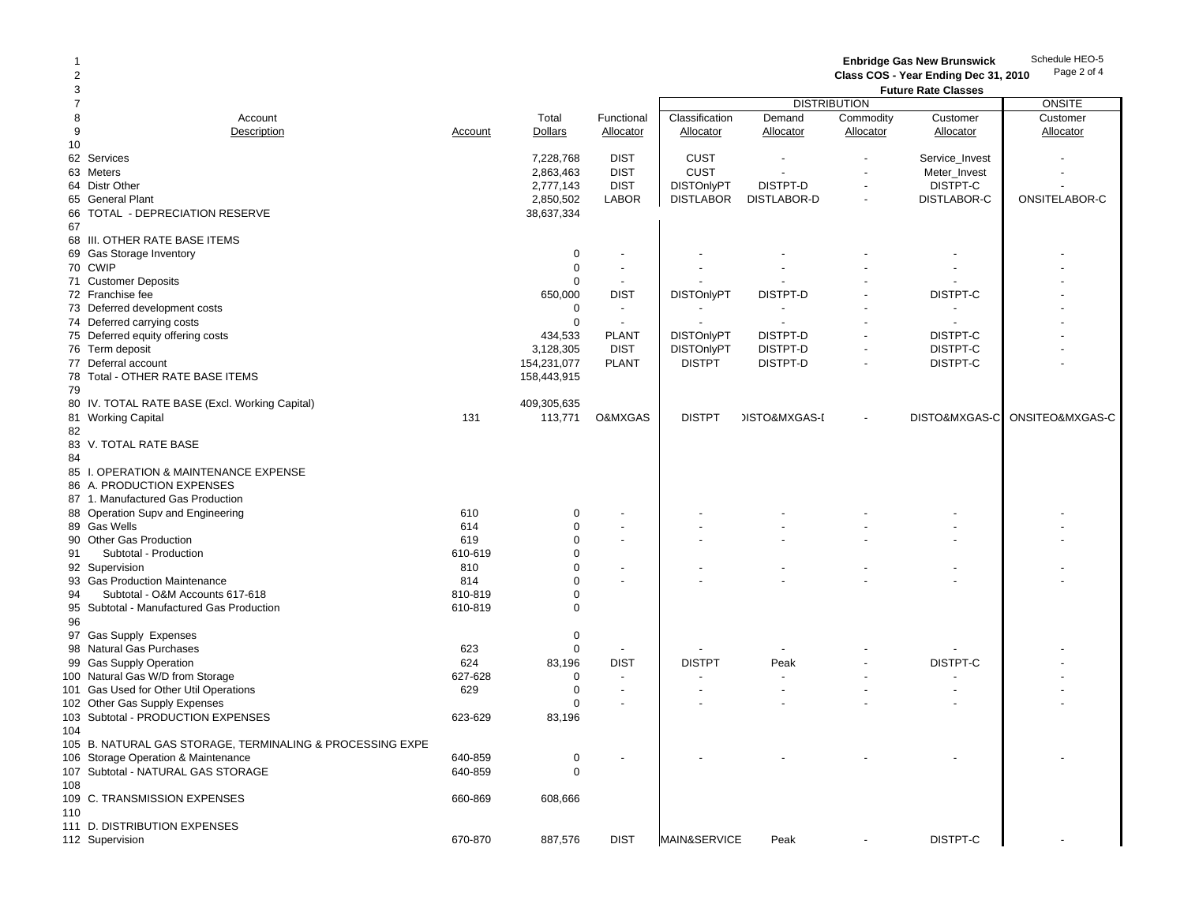**Enbridge Gas New Brunswick**
**Class COS - Year Ending Dec 31, 2010**
**Future Rate Classes**

Schedule HEO-5

| Line | Account Description | Account | Total Dollars | Functional Allocator | DISTRIBUTION Classification Allocator | DISTRIBUTION Demand Allocator | DISTRIBUTION Commodity Allocator | DISTRIBUTION Customer Allocator | ONSITE Customer Allocator |
|---|---|---|---|---|---|---|---|---|---|
| 62 | Services | | 7,228,768 | DIST | CUST | - | - | Service_Invest | - |
| 63 | Meters | | 2,863,463 | DIST | CUST | - | - | Meter_Invest | - |
| 64 | Distr Other | | 2,777,143 | DIST | DISTOnlyPT | DISTPT-D | - | DISTPT-C | - |
| 65 | General Plant | | 2,850,502 | LABOR | DISTLABOR | DISTLABOR-D | - | DISTLABOR-C | ONSITELABOR-C |
| 66 | TOTAL - DEPRECIATION RESERVE | | 38,637,334 | | | | | | |
| 67 | | | | | | | | | |
| 68 | III. OTHER RATE BASE ITEMS | | | | | | | | |
| 69 | Gas Storage Inventory | | 0 | - | - | - | - | - | - |
| 70 | CWIP | | 0 | - | - | - | - | - | - |
| 71 | Customer Deposits | | 0 | - | - | - | - | - | - |
| 72 | Franchise fee | | 650,000 | DIST | DISTOnlyPT | DISTPT-D | - | DISTPT-C | - |
| 73 | Deferred development costs | | 0 | - | - | - | - | - | - |
| 74 | Deferred carrying costs | | 0 | - | - | - | - | - | - |
| 75 | Deferred equity offering costs | | 434,533 | PLANT | DISTOnlyPT | DISTPT-D | - | DISTPT-C | - |
| 76 | Term deposit | | 3,128,305 | DIST | DISTOnlyPT | DISTPT-D | - | DISTPT-C | - |
| 77 | Deferral account | | 154,231,077 | PLANT | DISTPT | DISTPT-D | - | DISTPT-C | - |
| 78 | Total - OTHER RATE BASE ITEMS | | 158,443,915 | | | | | | |
| 79 | | | | | | | | | |
| 80 | IV. TOTAL RATE BASE (Excl. Working Capital) | | 409,305,635 | | | | | | |
| 81 | Working Capital | 131 | 113,771 | O&MXGAS | DISTPT | DISTO&MXGAS-D | - | DISTO&MXGAS-C | ONSITEO&MXGAS-C |
| 82 | | | | | | | | | |
| 83 | V. TOTAL RATE BASE | | | | | | | | |
| 84 | | | | | | | | | |
| 85 | I. OPERATION & MAINTENANCE EXPENSE | | | | | | | | |
| 86 | A. PRODUCTION EXPENSES | | | | | | | | |
| 87 | 1. Manufactured Gas Production | | | | | | | | |
| 88 | Operation Supv and Engineering | 610 | 0 | - | - | - | - | - | - |
| 89 | Gas Wells | 614 | 0 | - | - | - | - | - | - |
| 90 | Other Gas Production | 619 | 0 | - | - | - | - | - | - |
| 91 | Subtotal - Production | 610-619 | 0 | | | | | | |
| 92 | Supervision | 810 | 0 | - | - | - | - | - | - |
| 93 | Gas Production Maintenance | 814 | 0 | - | - | - | - | - | - |
| 94 | Subtotal - O&M Accounts 617-618 | 810-819 | 0 | | | | | | |
| 95 | Subtotal - Manufactured Gas Production | 610-819 | 0 | | | | | | |
| 96 | | | | | | | | | |
| 97 | Gas Supply Expenses | | 0 | | | | | | |
| 98 | Natural Gas Purchases | 623 | 0 | - | - | - | - | - | - |
| 99 | Gas Supply Operation | 624 | 83,196 | DIST | DISTPT | Peak | - | DISTPT-C | - |
| 100 | Natural Gas W/D from Storage | 627-628 | 0 | - | - | - | - | - | - |
| 101 | Gas Used for Other Util Operations | 629 | 0 | - | - | - | - | - | - |
| 102 | Other Gas Supply Expenses | | 0 | - | - | - | - | - | - |
| 103 | Subtotal - PRODUCTION EXPENSES | 623-629 | 83,196 | | | | | | |
| 104 | | | | | | | | | |
| 105 | B. NATURAL GAS STORAGE, TERMINALING & PROCESSING EXPE | | | | | | | | |
| 106 | Storage Operation & Maintenance | 640-859 | 0 | - | - | - | - | - | - |
| 107 | Subtotal - NATURAL GAS STORAGE | 640-859 | 0 | | | | | | |
| 108 | | | | | | | | | |
| 109 | C. TRANSMISSION EXPENSES | 660-869 | 608,666 | | | | | | |
| 110 | | | | | | | | | |
| 111 | D. DISTRIBUTION EXPENSES | | | | | | | | |
| 112 | Supervision | 670-870 | 887,576 | DIST | MAIN&SERVICE | Peak | - | DISTPT-C | - |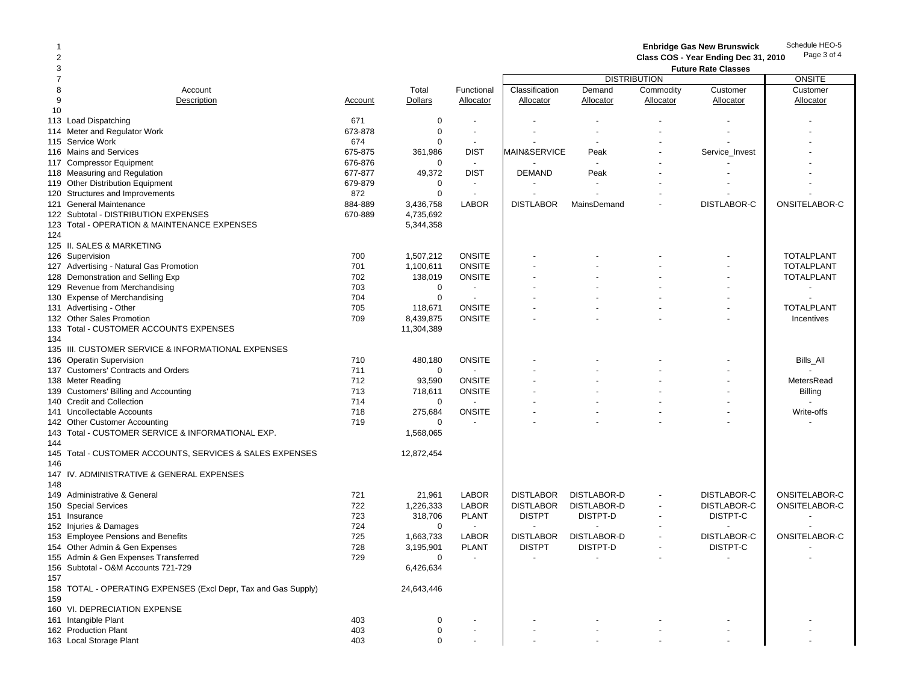**Enbridge Gas New Brunswick**
**Class COS - Year Ending Dec 31, 2010**
**Future Rate Classes**

Schedule HEO-5
Page 3 of 4

| | | | | | DISTRIBUTION | | | | ONSITE |
|---|---|---|---|---|---|---|---|---|---|
| Account Description | Account | Total Dollars | Functional Allocator | Classification Allocator | Demand Allocator | Commodity Allocator | Customer Allocator | | Customer Allocator |
| 113 Load Dispatching | 671 | 0 | - | - | - | - | - | | - |
| 114 Meter and Regulator Work | 673-878 | 0 | - | - | - | - | - | | - |
| 115 Service Work | 674 | 0 | - | - | - | - | - | | - |
| 116 Mains and Services | 675-875 | 361,986 | DIST | MAIN&SERVICE | Peak | - | Service_Invest | | - |
| 117 Compressor Equipment | 676-876 | 0 | - | - | - | - | - | | - |
| 118 Measuring and Regulation | 677-877 | 49,372 | DIST | DEMAND | Peak | - | - | | - |
| 119 Other Distribution Equipment | 679-879 | 0 | - | - | - | - | - | | - |
| 120 Structures and Improvements | 872 | 0 | - | - | - | - | - | | - |
| 121 General Maintenance | 884-889 | 3,436,758 | LABOR | DISTLABOR | MainsDemand | - | DISTLABOR-C | | ONSITELABOR-C |
| 122 Subtotal - DISTRIBUTION EXPENSES | 670-889 | 4,735,692 | | | | | | | |
| 123 Total - OPERATION & MAINTENANCE EXPENSES | | 5,344,358 | | | | | | | |
| 124 | | | | | | | | | |
| 125 II. SALES & MARKETING | | | | | | | | | |
| 126 Supervision | 700 | 1,507,212 | ONSITE | - | - | - | - | | TOTALPLANT |
| 127 Advertising - Natural Gas Promotion | 701 | 1,100,611 | ONSITE | - | - | - | - | | TOTALPLANT |
| 128 Demonstration and Selling Exp | 702 | 138,019 | ONSITE | - | - | - | - | | TOTALPLANT |
| 129 Revenue from Merchandising | 703 | 0 | - | - | - | - | - | | - |
| 130 Expense of Merchandising | 704 | 0 | - | - | - | - | - | | - |
| 131 Advertising - Other | 705 | 118,671 | ONSITE | - | - | - | - | | TOTALPLANT |
| 132 Other Sales Promotion | 709 | 8,439,875 | ONSITE | - | - | - | - | | Incentives |
| 133 Total - CUSTOMER ACCOUNTS EXPENSES | | 11,304,389 | | | | | | | |
| 134 | | | | | | | | | |
| 135 III. CUSTOMER SERVICE & INFORMATIONAL EXPENSES | | | | | | | | | |
| 136 Operatin Supervision | 710 | 480,180 | ONSITE | - | - | - | - | | Bills_All |
| 137 Customers' Contracts and Orders | 711 | 0 | - | - | - | - | - | | - |
| 138 Meter Reading | 712 | 93,590 | ONSITE | - | - | - | - | | MetersRead |
| 139 Customers' Billing and Accounting | 713 | 718,611 | ONSITE | - | - | - | - | | Billing |
| 140 Credit and Collection | 714 | 0 | - | - | - | - | - | | - |
| 141 Uncollectable Accounts | 718 | 275,684 | ONSITE | - | - | - | - | | Write-offs |
| 142 Other Customer Accounting | 719 | 0 | - | - | - | - | - | | - |
| 143 Total - CUSTOMER SERVICE & INFORMATIONAL EXP. | | 1,568,065 | | | | | | | |
| 144 | | | | | | | | | |
| 145 Total - CUSTOMER ACCOUNTS, SERVICES & SALES EXPENSES | | 12,872,454 | | | | | | | |
| 146 | | | | | | | | | |
| 147 IV. ADMINISTRATIVE & GENERAL EXPENSES | | | | | | | | | |
| 148 | | | | | | | | | |
| 149 Administrative & General | 721 | 21,961 | LABOR | DISTLABOR | DISTLABOR-D | - | DISTLABOR-C | | ONSITELABOR-C |
| 150 Special Services | 722 | 1,226,333 | LABOR | DISTLABOR | DISTLABOR-D | - | DISTLABOR-C | | ONSITELABOR-C |
| 151 Insurance | 723 | 318,706 | PLANT | DISTPT | DISTPT-D | - | DISTPT-C | | - |
| 152 Injuries & Damages | 724 | 0 | - | - | - | - | - | | - |
| 153 Employee Pensions and Benefits | 725 | 1,663,733 | LABOR | DISTLABOR | DISTLABOR-D | - | DISTLABOR-C | | ONSITELABOR-C |
| 154 Other Admin & Gen Expenses | 728 | 3,195,901 | PLANT | DISTPT | DISTPT-D | - | DISTPT-C | | - |
| 155 Admin & Gen Expenses Transferred | 729 | 0 | - | - | - | - | - | | - |
| 156 Subtotal - O&M Accounts 721-729 | | 6,426,634 | | | | | | | |
| 157 | | | | | | | | | |
| 158 TOTAL - OPERATING EXPENSES (Excl Depr, Tax and Gas Supply) | | 24,643,446 | | | | | | | |
| 159 | | | | | | | | | |
| 160 VI. DEPRECIATION EXPENSE | | | | | | | | | |
| 161 Intangible Plant | 403 | 0 | - | - | - | - | - | | - |
| 162 Production Plant | 403 | 0 | - | - | - | - | - | | - |
| 163 Local Storage Plant | 403 | 0 | - | - | - | - | - | | - |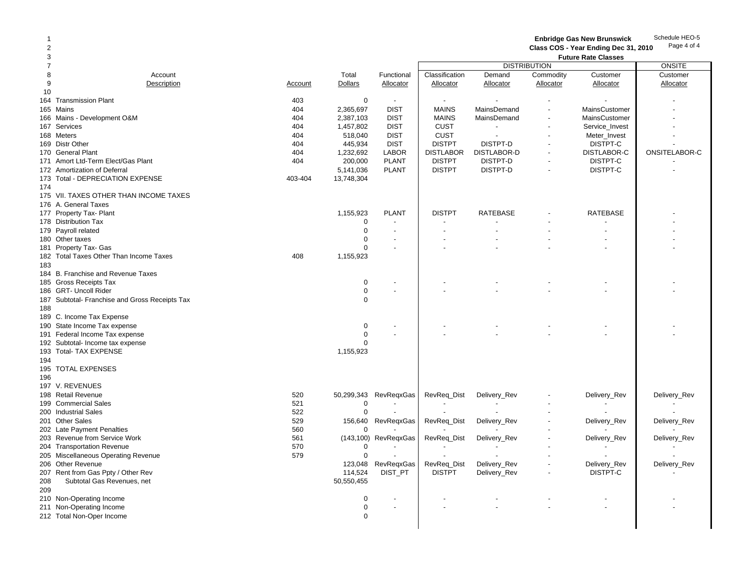**Enbridge Gas New Brunswick**
**Class COS - Year Ending Dec 31, 2010**
**Future Rate Classes**

Schedule HEO-5

| Line | Account Description | Account | Total Dollars | Functional Allocator | Classification Allocator | DISTRIBUTION Demand Allocator | Commodity Allocator | Customer Allocator | ONSITE Customer Allocator |
|---|---|---|---|---|---|---|---|---|---|
| 164 | Transmission Plant | 403 | 0 | - | - | - | - | - | - |
| 165 | Mains | 404 | 2,365,697 | DIST | MAINS | MainsDemand | - | MainsCustomer | - |
| 166 | Mains - Development O&M | 404 | 2,387,103 | DIST | MAINS | MainsDemand | - | MainsCustomer | - |
| 167 | Services | 404 | 1,457,802 | DIST | CUST | - | - | Service_Invest | - |
| 168 | Meters | 404 | 518,040 | DIST | CUST | - | - | Meter_Invest | - |
| 169 | Distr Other | 404 | 445,934 | DIST | DISTPT | DISTPT-D | - | DISTPT-C | - |
| 170 | General Plant | 404 | 1,232,692 | LABOR | DISTLABOR | DISTLABOR-D | - | DISTLABOR-C | ONSITELABOR-C |
| 171 | Amort Ltd-Term Elect/Gas Plant | 404 | 200,000 | PLANT | DISTPT | DISTPT-D | - | DISTPT-C | - |
| 172 | Amortization of Deferral | | 5,141,036 | PLANT | DISTPT | DISTPT-D | - | DISTPT-C | - |
| 173 | Total - DEPRECIATION EXPENSE | 403-404 | 13,748,304 | | | | | | |
| 174 | | | | | | | | | |
| 175 | VII. TAXES OTHER THAN INCOME TAXES | | | | | | | | |
| 176 | A. General Taxes | | | | | | | | |
| 177 | Property Tax- Plant | | 1,155,923 | PLANT | DISTPT | RATEBASE | - | RATEBASE | - |
| 178 | Distribution Tax | | 0 | - | - | - | - | - | - |
| 179 | Payroll related | | 0 | - | - | - | - | - | - |
| 180 | Other taxes | | 0 | - | - | - | - | - | - |
| 181 | Property Tax- Gas | | 0 | - | - | - | - | - | - |
| 182 | Total Taxes Other Than Income Taxes | 408 | 1,155,923 | | | | | | |
| 183 | | | | | | | | | |
| 184 | B. Franchise and Revenue Taxes | | | | | | | | |
| 185 | Gross Receipts Tax | | 0 | - | - | - | - | - | - |
| 186 | GRT- Uncoll Rider | | 0 | - | - | - | - | - | - |
| 187 | Subtotal- Franchise and Gross Receipts Tax | | 0 | | | | | | |
| 188 | | | | | | | | | |
| 189 | C. Income Tax Expense | | | | | | | | |
| 190 | State Income Tax expense | | 0 | - | - | - | - | - | - |
| 191 | Federal Income Tax expense | | 0 | - | - | - | - | - | - |
| 192 | Subtotal- Income tax expense | | 0 | | | | | | |
| 193 | Total- TAX EXPENSE | | 1,155,923 | | | | | | |
| 194 | | | | | | | | | |
| 195 | TOTAL EXPENSES | | | | | | | | |
| 196 | | | | | | | | | |
| 197 | V. REVENUES | | | | | | | | |
| 198 | Retail Revenue | 520 | 50,299,343 | RevReqxGas | RevReq_Dist | Delivery_Rev | - | Delivery_Rev | Delivery_Rev |
| 199 | Commercial Sales | 521 | 0 | - | - | - | - | - | - |
| 200 | Industrial Sales | 522 | 0 | - | - | - | - | - | - |
| 201 | Other Sales | 529 | 156,640 | RevReqxGas | RevReq_Dist | Delivery_Rev | - | Delivery_Rev | Delivery_Rev |
| 202 | Late Payment Penalties | 560 | 0 | - | - | - | - | - | - |
| 203 | Revenue from Service Work | 561 | (143,100) | RevReqxGas | RevReq_Dist | Delivery_Rev | - | Delivery_Rev | Delivery_Rev |
| 204 | Transportation Revenue | 570 | 0 | - | - | - | - | - | - |
| 205 | Miscellaneous Operating Revenue | 579 | 0 | - | - | - | - | - | - |
| 206 | Other Revenue | | 123,048 | RevReqxGas | RevReq_Dist | Delivery_Rev | - | Delivery_Rev | Delivery_Rev |
| 207 | Rent from Gas Ppty / Other Rev | | 114,524 | DIST_PT | DISTPT | Delivery_Rev | - | DISTPT-C | - |
| 208 | Subtotal Gas Revenues, net | | 50,550,455 | | | | | | |
| 209 | | | | | | | | | |
| 210 | Non-Operating Income | | 0 | - | - | - | - | - | - |
| 211 | Non-Operating Income | | 0 | - | - | - | - | - | - |
| 212 | Total Non-Oper Income | | 0 | | | | | | |